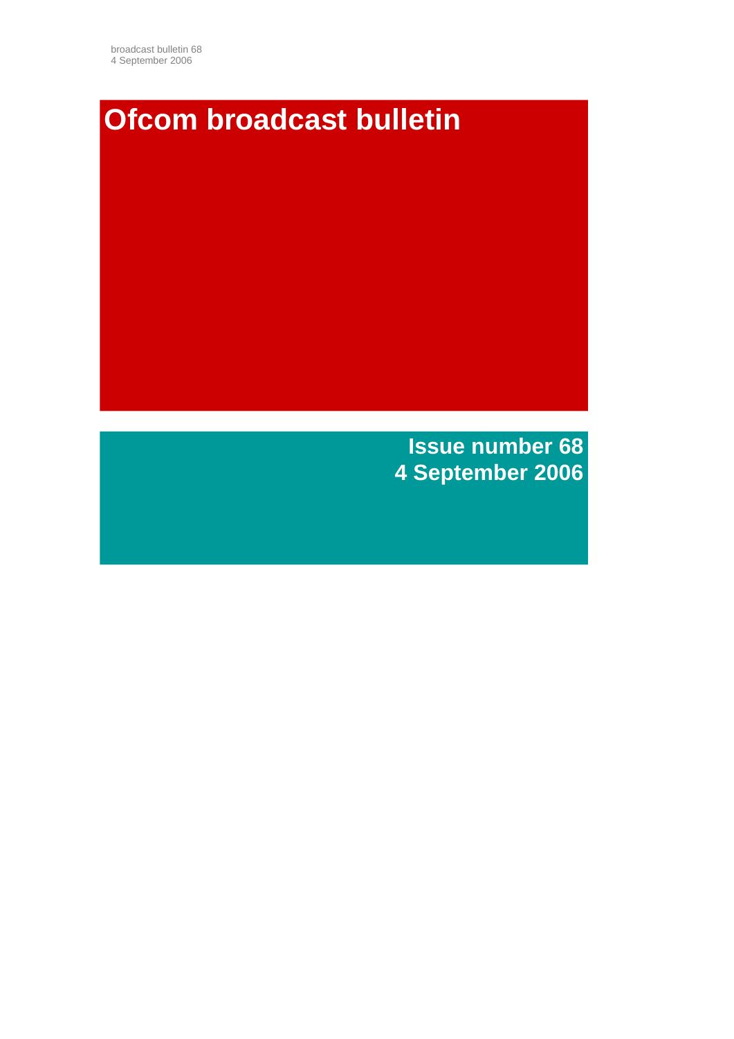# Ofcom broadcast bulletin

**Issue number 68**
**4 September 2006**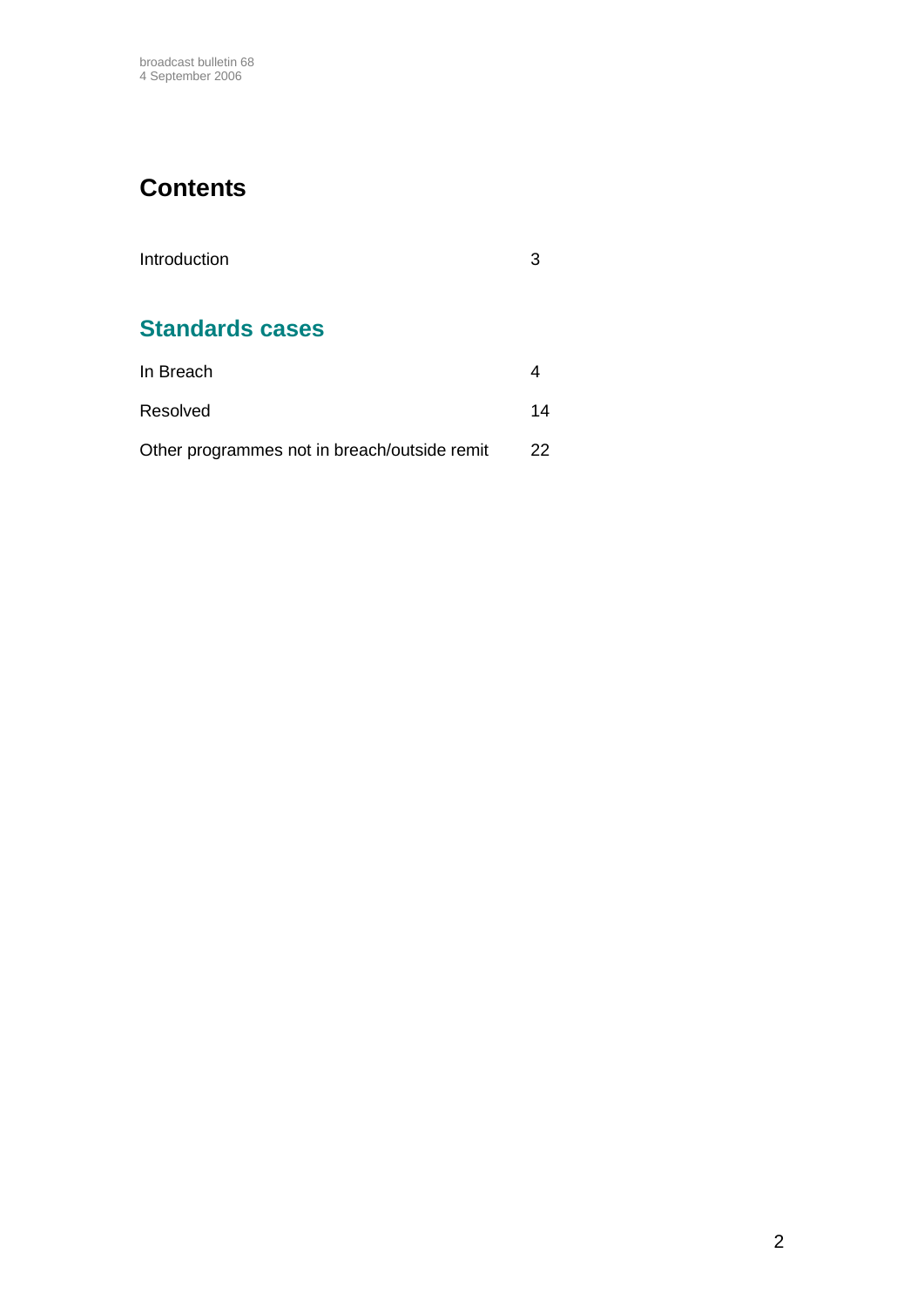# Contents

| | |
|---|---|
| Introduction | 3 |

## Standards cases

| | |
|---|---|
| In Breach | 4 |
| Resolved | 14 |
| Other programmes not in breach/outside remit | 22 |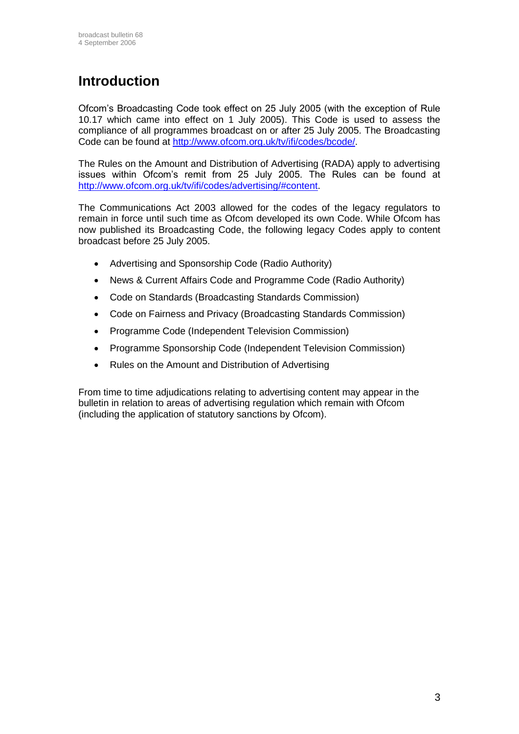# Introduction

Ofcom's Broadcasting Code took effect on 25 July 2005 (with the exception of Rule 10.17 which came into effect on 1 July 2005). This Code is used to assess the compliance of all programmes broadcast on or after 25 July 2005. The Broadcasting Code can be found at [http://www.ofcom.org.uk/tv/ifi/codes/bcode/](http://www.ofcom.org.uk/tv/ifi/codes/bcode/).

The Rules on the Amount and Distribution of Advertising (RADA) apply to advertising issues within Ofcom's remit from 25 July 2005. The Rules can be found at [http://www.ofcom.org.uk/tv/ifi/codes/advertising/#content](http://www.ofcom.org.uk/tv/ifi/codes/advertising/#content).

The Communications Act 2003 allowed for the codes of the legacy regulators to remain in force until such time as Ofcom developed its own Code. While Ofcom has now published its Broadcasting Code, the following legacy Codes apply to content broadcast before 25 July 2005.

- Advertising and Sponsorship Code (Radio Authority)
- News & Current Affairs Code and Programme Code (Radio Authority)
- Code on Standards (Broadcasting Standards Commission)
- Code on Fairness and Privacy (Broadcasting Standards Commission)
- Programme Code (Independent Television Commission)
- Programme Sponsorship Code (Independent Television Commission)
- Rules on the Amount and Distribution of Advertising

From time to time adjudications relating to advertising content may appear in the bulletin in relation to areas of advertising regulation which remain with Ofcom (including the application of statutory sanctions by Ofcom).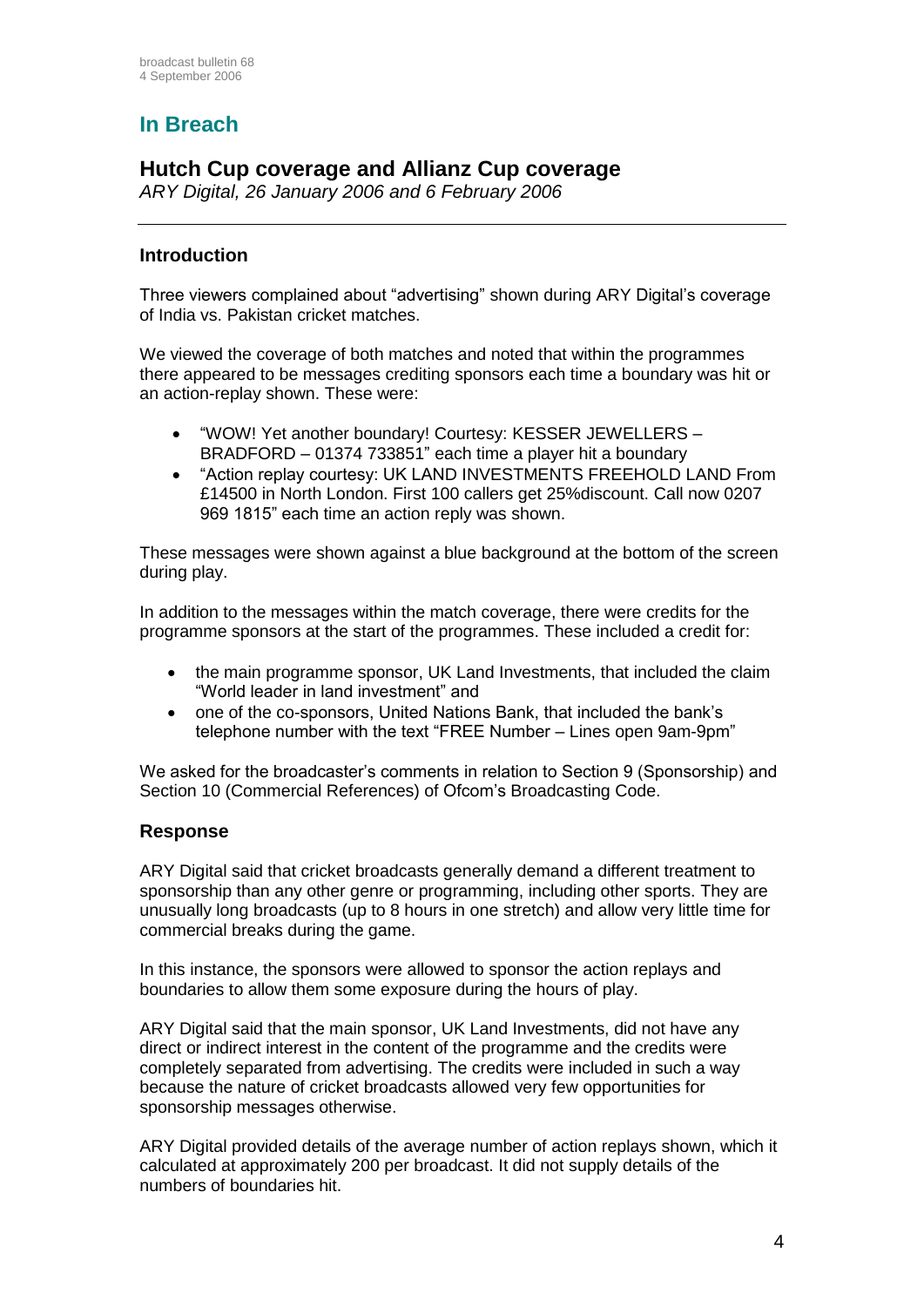## In Breach

### Hutch Cup coverage and Allianz Cup coverage

*ARY Digital, 26 January 2006 and 6 February 2006*

---

#### Introduction

Three viewers complained about "advertising" shown during ARY Digital's coverage of India vs. Pakistan cricket matches.

We viewed the coverage of both matches and noted that within the programmes there appeared to be messages crediting sponsors each time a boundary was hit or an action-replay shown. These were:

- "WOW! Yet another boundary! Courtesy: KESSER JEWELLERS – BRADFORD – 01374 733851" each time a player hit a boundary
- "Action replay courtesy: UK LAND INVESTMENTS FREEHOLD LAND From £14500 in North London. First 100 callers get 25%discount. Call now 0207 969 1815" each time an action reply was shown.

These messages were shown against a blue background at the bottom of the screen during play.

In addition to the messages within the match coverage, there were credits for the programme sponsors at the start of the programmes. These included a credit for:

- the main programme sponsor, UK Land Investments, that included the claim "World leader in land investment" and
- one of the co-sponsors, United Nations Bank, that included the bank's telephone number with the text "FREE Number – Lines open 9am-9pm"

We asked for the broadcaster's comments in relation to Section 9 (Sponsorship) and Section 10 (Commercial References) of Ofcom's Broadcasting Code.

#### Response

ARY Digital said that cricket broadcasts generally demand a different treatment to sponsorship than any other genre or programming, including other sports. They are unusually long broadcasts (up to 8 hours in one stretch) and allow very little time for commercial breaks during the game.

In this instance, the sponsors were allowed to sponsor the action replays and boundaries to allow them some exposure during the hours of play.

ARY Digital said that the main sponsor, UK Land Investments, did not have any direct or indirect interest in the content of the programme and the credits were completely separated from advertising. The credits were included in such a way because the nature of cricket broadcasts allowed very few opportunities for sponsorship messages otherwise.

ARY Digital provided details of the average number of action replays shown, which it calculated at approximately 200 per broadcast. It did not supply details of the numbers of boundaries hit.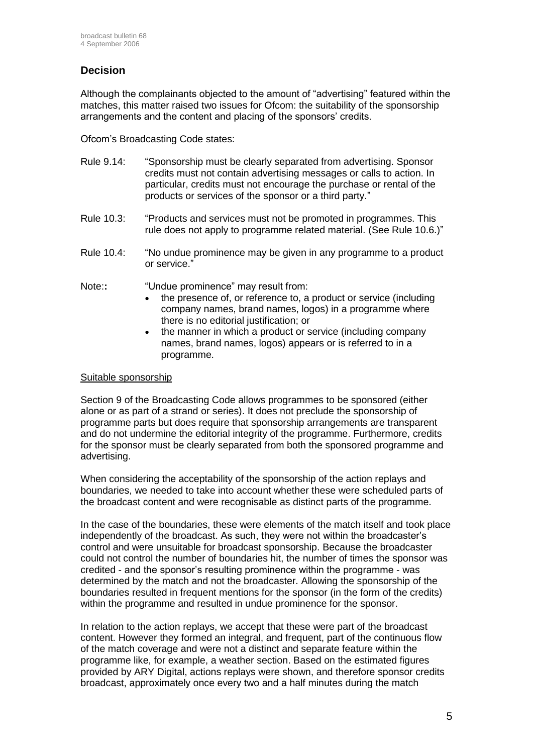## Decision

Although the complainants objected to the amount of "advertising" featured within the matches, this matter raised two issues for Ofcom: the suitability of the sponsorship arrangements and the content and placing of the sponsors' credits.

Ofcom's Broadcasting Code states:

Rule 9.14: "Sponsorship must be clearly separated from advertising. Sponsor credits must not contain advertising messages or calls to action. In particular, credits must not encourage the purchase or rental of the products or services of the sponsor or a third party."

Rule 10.3: "Products and services must not be promoted in programmes. This rule does not apply to programme related material. (See Rule 10.6.)"

Rule 10.4: "No undue prominence may be given in any programme to a product or service."

Note:**:** "Undue prominence" may result from:

- the presence of, or reference to, a product or service (including company names, brand names, logos) in a programme where there is no editorial justification; or
- the manner in which a product or service (including company names, brand names, logos) appears or is referred to in a programme.

Suitable sponsorship

Section 9 of the Broadcasting Code allows programmes to be sponsored (either alone or as part of a strand or series). It does not preclude the sponsorship of programme parts but does require that sponsorship arrangements are transparent and do not undermine the editorial integrity of the programme. Furthermore, credits for the sponsor must be clearly separated from both the sponsored programme and advertising.

When considering the acceptability of the sponsorship of the action replays and boundaries, we needed to take into account whether these were scheduled parts of the broadcast content and were recognisable as distinct parts of the programme.

In the case of the boundaries, these were elements of the match itself and took place independently of the broadcast. As such, they were not within the broadcaster's control and were unsuitable for broadcast sponsorship. Because the broadcaster could not control the number of boundaries hit, the number of times the sponsor was credited - and the sponsor's resulting prominence within the programme - was determined by the match and not the broadcaster. Allowing the sponsorship of the boundaries resulted in frequent mentions for the sponsor (in the form of the credits) within the programme and resulted in undue prominence for the sponsor.

In relation to the action replays, we accept that these were part of the broadcast content. However they formed an integral, and frequent, part of the continuous flow of the match coverage and were not a distinct and separate feature within the programme like, for example, a weather section. Based on the estimated figures provided by ARY Digital, actions replays were shown, and therefore sponsor credits broadcast, approximately once every two and a half minutes during the match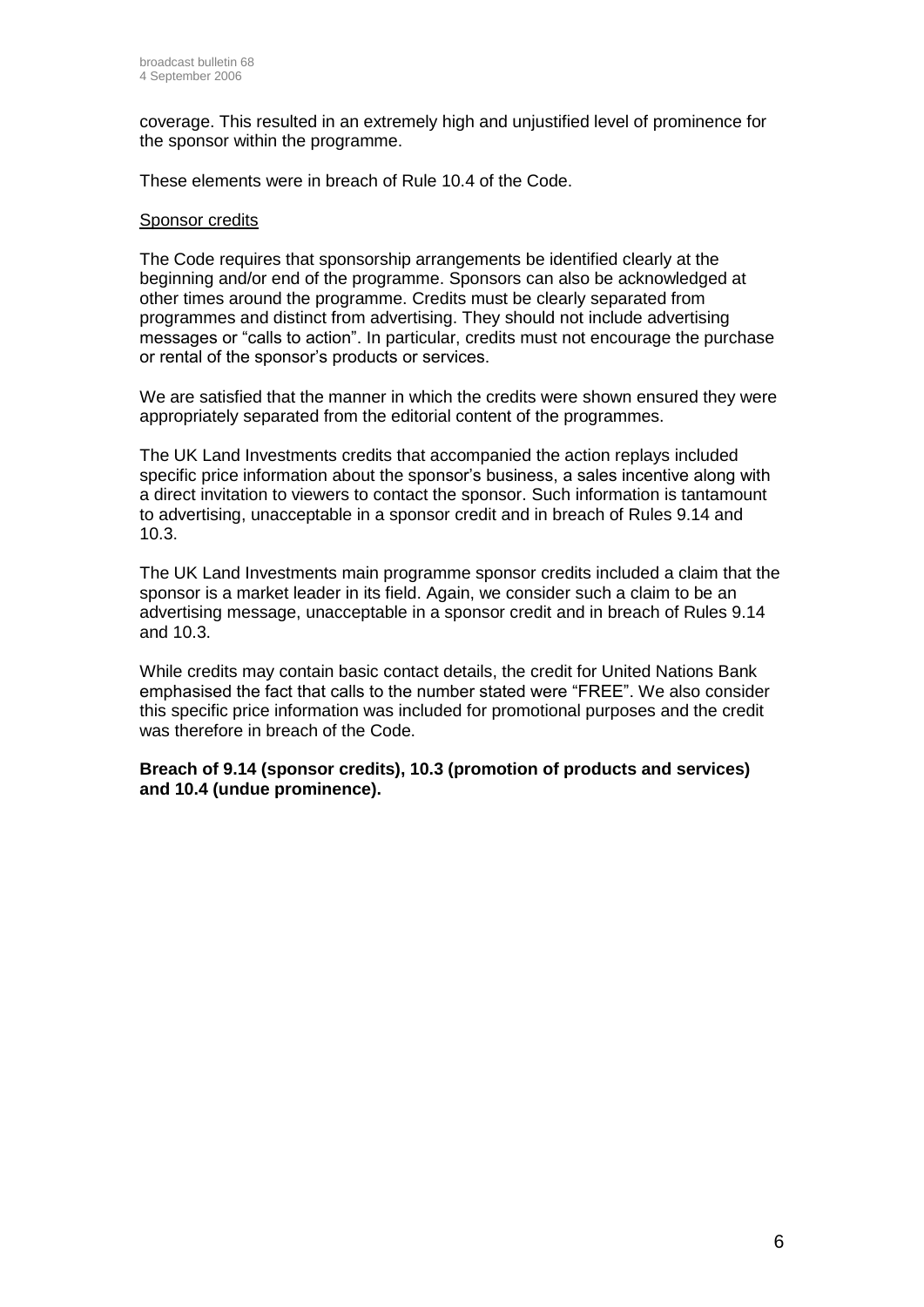coverage. This resulted in an extremely high and unjustified level of prominence for the sponsor within the programme.

These elements were in breach of Rule 10.4 of the Code.

Sponsor credits

The Code requires that sponsorship arrangements be identified clearly at the beginning and/or end of the programme. Sponsors can also be acknowledged at other times around the programme. Credits must be clearly separated from programmes and distinct from advertising. They should not include advertising messages or "calls to action". In particular, credits must not encourage the purchase or rental of the sponsor's products or services.

We are satisfied that the manner in which the credits were shown ensured they were appropriately separated from the editorial content of the programmes.

The UK Land Investments credits that accompanied the action replays included specific price information about the sponsor's business, a sales incentive along with a direct invitation to viewers to contact the sponsor. Such information is tantamount to advertising, unacceptable in a sponsor credit and in breach of Rules 9.14 and 10.3.

The UK Land Investments main programme sponsor credits included a claim that the sponsor is a market leader in its field. Again, we consider such a claim to be an advertising message, unacceptable in a sponsor credit and in breach of Rules 9.14 and 10.3.

While credits may contain basic contact details, the credit for United Nations Bank emphasised the fact that calls to the number stated were "FREE". We also consider this specific price information was included for promotional purposes and the credit was therefore in breach of the Code.

**Breach of 9.14 (sponsor credits), 10.3 (promotion of products and services) and 10.4 (undue prominence).**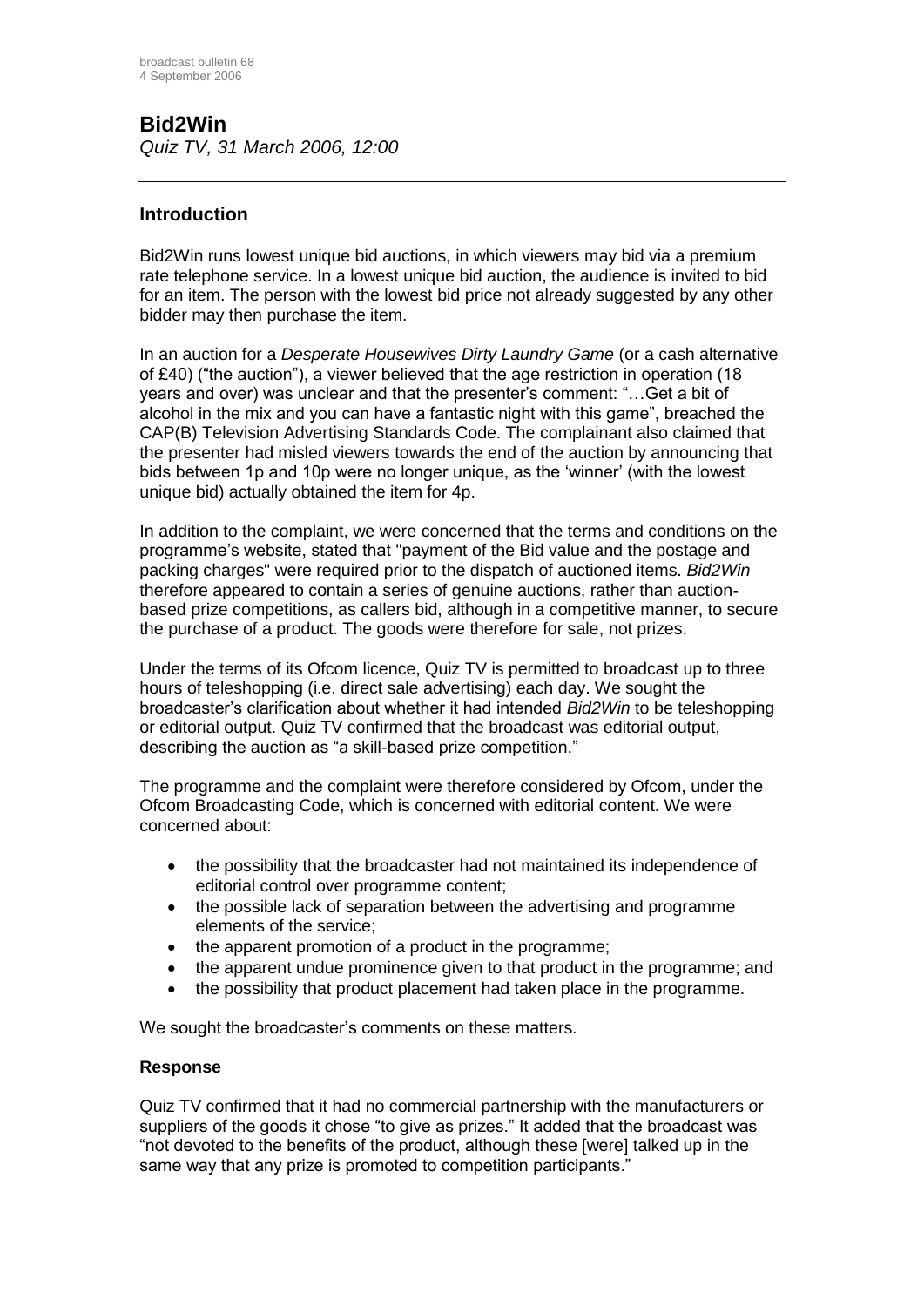## Bid2Win

*Quiz TV, 31 March 2006, 12:00*

---

### Introduction

Bid2Win runs lowest unique bid auctions, in which viewers may bid via a premium rate telephone service. In a lowest unique bid auction, the audience is invited to bid for an item. The person with the lowest bid price not already suggested by any other bidder may then purchase the item.

In an auction for a *Desperate Housewives Dirty Laundry Game* (or a cash alternative of £40) ("the auction"), a viewer believed that the age restriction in operation (18 years and over) was unclear and that the presenter's comment: "…Get a bit of alcohol in the mix and you can have a fantastic night with this game", breached the CAP(B) Television Advertising Standards Code. The complainant also claimed that the presenter had misled viewers towards the end of the auction by announcing that bids between 1p and 10p were no longer unique, as the 'winner' (with the lowest unique bid) actually obtained the item for 4p.

In addition to the complaint, we were concerned that the terms and conditions on the programme's website, stated that "payment of the Bid value and the postage and packing charges" were required prior to the dispatch of auctioned items. *Bid2Win* therefore appeared to contain a series of genuine auctions, rather than auction-based prize competitions, as callers bid, although in a competitive manner, to secure the purchase of a product. The goods were therefore for sale, not prizes.

Under the terms of its Ofcom licence, Quiz TV is permitted to broadcast up to three hours of teleshopping (i.e. direct sale advertising) each day. We sought the broadcaster's clarification about whether it had intended *Bid2Win* to be teleshopping or editorial output. Quiz TV confirmed that the broadcast was editorial output, describing the auction as "a skill-based prize competition."

The programme and the complaint were therefore considered by Ofcom, under the Ofcom Broadcasting Code, which is concerned with editorial content. We were concerned about:

- the possibility that the broadcaster had not maintained its independence of editorial control over programme content;
- the possible lack of separation between the advertising and programme elements of the service;
- the apparent promotion of a product in the programme;
- the apparent undue prominence given to that product in the programme; and
- the possibility that product placement had taken place in the programme.

We sought the broadcaster's comments on these matters.

#### Response

Quiz TV confirmed that it had no commercial partnership with the manufacturers or suppliers of the goods it chose "to give as prizes." It added that the broadcast was "not devoted to the benefits of the product, although these [were] talked up in the same way that any prize is promoted to competition participants."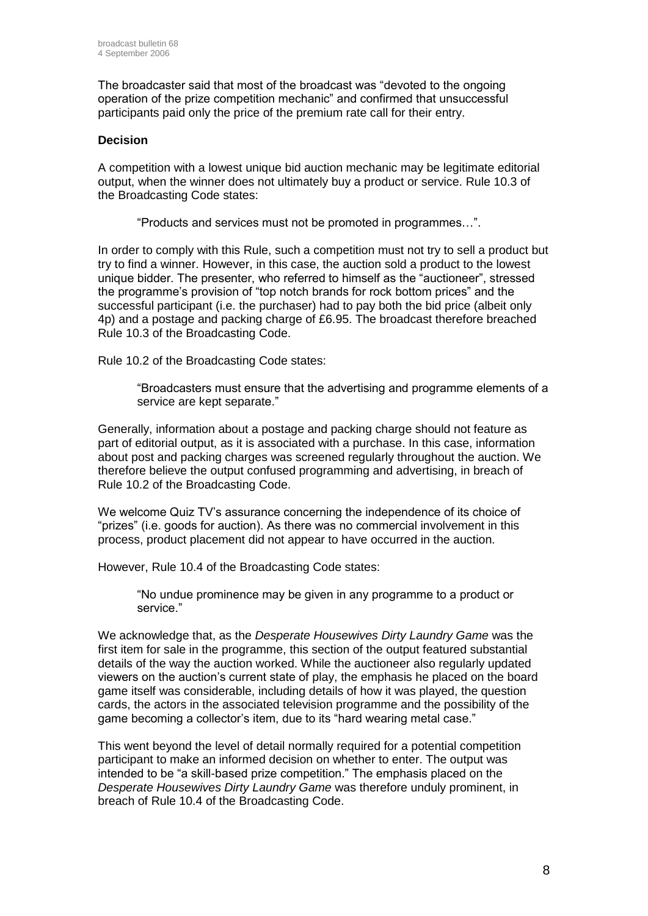The broadcaster said that most of the broadcast was "devoted to the ongoing operation of the prize competition mechanic" and confirmed that unsuccessful participants paid only the price of the premium rate call for their entry.

**Decision**

A competition with a lowest unique bid auction mechanic may be legitimate editorial output, when the winner does not ultimately buy a product or service. Rule 10.3 of the Broadcasting Code states:

> "Products and services must not be promoted in programmes…".

In order to comply with this Rule, such a competition must not try to sell a product but try to find a winner. However, in this case, the auction sold a product to the lowest unique bidder. The presenter, who referred to himself as the "auctioneer", stressed the programme's provision of "top notch brands for rock bottom prices" and the successful participant (i.e. the purchaser) had to pay both the bid price (albeit only 4p) and a postage and packing charge of £6.95. The broadcast therefore breached Rule 10.3 of the Broadcasting Code.

Rule 10.2 of the Broadcasting Code states:

> "Broadcasters must ensure that the advertising and programme elements of a service are kept separate."

Generally, information about a postage and packing charge should not feature as part of editorial output, as it is associated with a purchase. In this case, information about post and packing charges was screened regularly throughout the auction. We therefore believe the output confused programming and advertising, in breach of Rule 10.2 of the Broadcasting Code.

We welcome Quiz TV's assurance concerning the independence of its choice of "prizes" (i.e. goods for auction). As there was no commercial involvement in this process, product placement did not appear to have occurred in the auction.

However, Rule 10.4 of the Broadcasting Code states:

> "No undue prominence may be given in any programme to a product or service."

We acknowledge that, as the *Desperate Housewives Dirty Laundry Game* was the first item for sale in the programme, this section of the output featured substantial details of the way the auction worked. While the auctioneer also regularly updated viewers on the auction's current state of play, the emphasis he placed on the board game itself was considerable, including details of how it was played, the question cards, the actors in the associated television programme and the possibility of the game becoming a collector's item, due to its "hard wearing metal case."

This went beyond the level of detail normally required for a potential competition participant to make an informed decision on whether to enter. The output was intended to be "a skill-based prize competition." The emphasis placed on the *Desperate Housewives Dirty Laundry Game* was therefore unduly prominent, in breach of Rule 10.4 of the Broadcasting Code.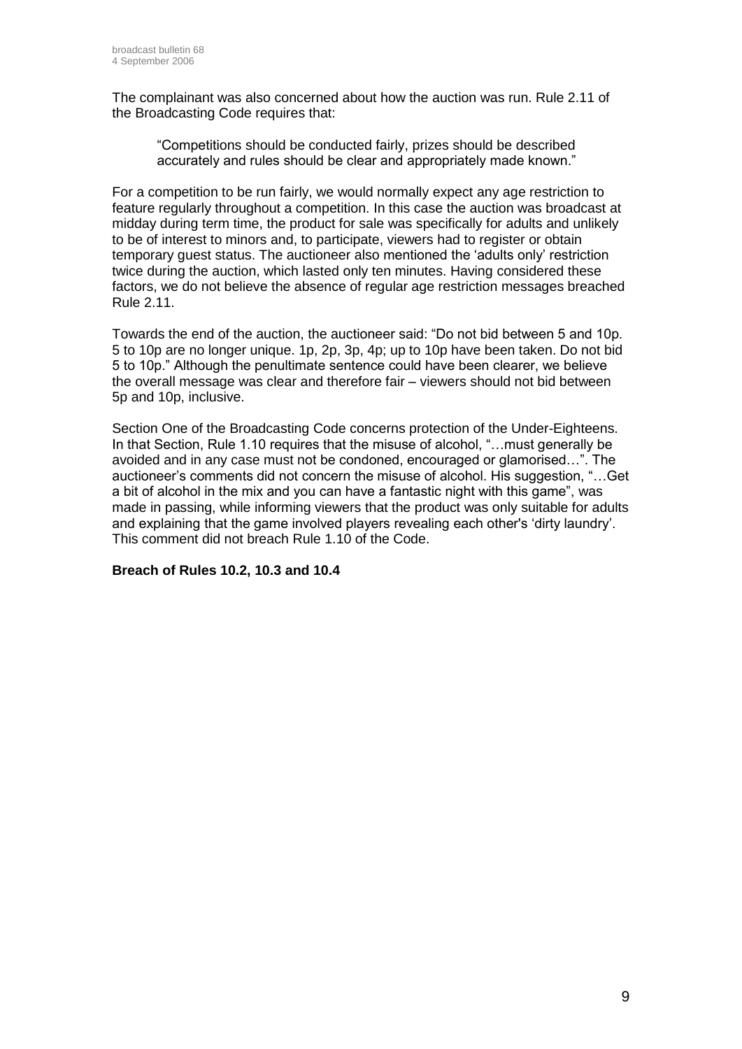The complainant was also concerned about how the auction was run. Rule 2.11 of the Broadcasting Code requires that:

> "Competitions should be conducted fairly, prizes should be described accurately and rules should be clear and appropriately made known."

For a competition to be run fairly, we would normally expect any age restriction to feature regularly throughout a competition. In this case the auction was broadcast at midday during term time, the product for sale was specifically for adults and unlikely to be of interest to minors and, to participate, viewers had to register or obtain temporary guest status. The auctioneer also mentioned the 'adults only' restriction twice during the auction, which lasted only ten minutes. Having considered these factors, we do not believe the absence of regular age restriction messages breached Rule 2.11.

Towards the end of the auction, the auctioneer said: "Do not bid between 5 and 10p. 5 to 10p are no longer unique. 1p, 2p, 3p, 4p; up to 10p have been taken. Do not bid 5 to 10p." Although the penultimate sentence could have been clearer, we believe the overall message was clear and therefore fair – viewers should not bid between 5p and 10p, inclusive.

Section One of the Broadcasting Code concerns protection of the Under-Eighteens. In that Section, Rule 1.10 requires that the misuse of alcohol, "…must generally be avoided and in any case must not be condoned, encouraged or glamorised…". The auctioneer's comments did not concern the misuse of alcohol. His suggestion, "…Get a bit of alcohol in the mix and you can have a fantastic night with this game", was made in passing, while informing viewers that the product was only suitable for adults and explaining that the game involved players revealing each other's 'dirty laundry'. This comment did not breach Rule 1.10 of the Code.

**Breach of Rules 10.2, 10.3 and 10.4**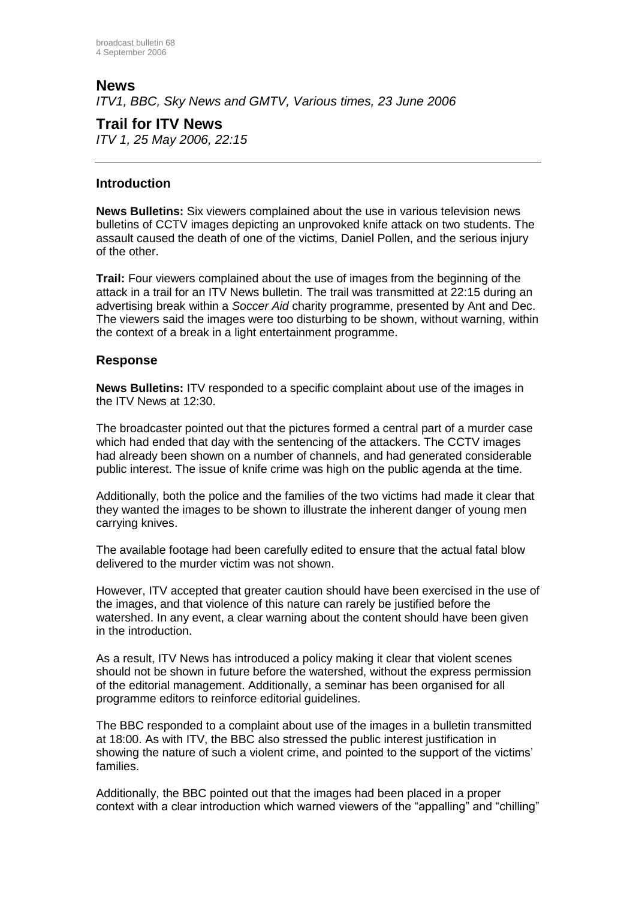## News

*ITV1, BBC, Sky News and GMTV, Various times, 23 June 2006*

## Trail for ITV News

*ITV 1, 25 May 2006, 22:15*

### Introduction

**News Bulletins:** Six viewers complained about the use in various television news bulletins of CCTV images depicting an unprovoked knife attack on two students. The assault caused the death of one of the victims, Daniel Pollen, and the serious injury of the other.

**Trail:** Four viewers complained about the use of images from the beginning of the attack in a trail for an ITV News bulletin. The trail was transmitted at 22:15 during an advertising break within a *Soccer Aid* charity programme, presented by Ant and Dec. The viewers said the images were too disturbing to be shown, without warning, within the context of a break in a light entertainment programme.

### Response

**News Bulletins:** ITV responded to a specific complaint about use of the images in the ITV News at 12:30.

The broadcaster pointed out that the pictures formed a central part of a murder case which had ended that day with the sentencing of the attackers. The CCTV images had already been shown on a number of channels, and had generated considerable public interest. The issue of knife crime was high on the public agenda at the time.

Additionally, both the police and the families of the two victims had made it clear that they wanted the images to be shown to illustrate the inherent danger of young men carrying knives.

The available footage had been carefully edited to ensure that the actual fatal blow delivered to the murder victim was not shown.

However, ITV accepted that greater caution should have been exercised in the use of the images, and that violence of this nature can rarely be justified before the watershed. In any event, a clear warning about the content should have been given in the introduction.

As a result, ITV News has introduced a policy making it clear that violent scenes should not be shown in future before the watershed, without the express permission of the editorial management. Additionally, a seminar has been organised for all programme editors to reinforce editorial guidelines.

The BBC responded to a complaint about use of the images in a bulletin transmitted at 18:00. As with ITV, the BBC also stressed the public interest justification in showing the nature of such a violent crime, and pointed to the support of the victims' families.

Additionally, the BBC pointed out that the images had been placed in a proper context with a clear introduction which warned viewers of the "appalling" and "chilling"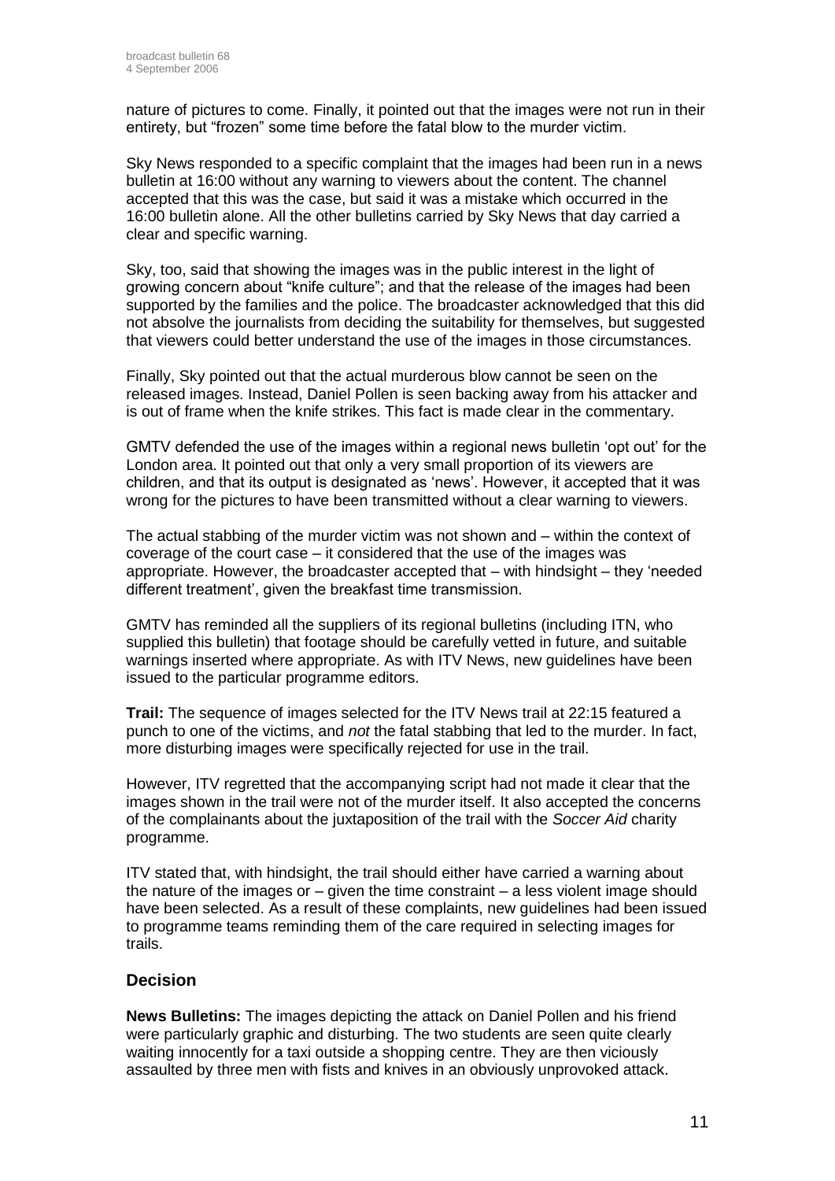nature of pictures to come. Finally, it pointed out that the images were not run in their entirety, but "frozen" some time before the fatal blow to the murder victim.

Sky News responded to a specific complaint that the images had been run in a news bulletin at 16:00 without any warning to viewers about the content. The channel accepted that this was the case, but said it was a mistake which occurred in the 16:00 bulletin alone. All the other bulletins carried by Sky News that day carried a clear and specific warning.

Sky, too, said that showing the images was in the public interest in the light of growing concern about "knife culture"; and that the release of the images had been supported by the families and the police. The broadcaster acknowledged that this did not absolve the journalists from deciding the suitability for themselves, but suggested that viewers could better understand the use of the images in those circumstances.

Finally, Sky pointed out that the actual murderous blow cannot be seen on the released images. Instead, Daniel Pollen is seen backing away from his attacker and is out of frame when the knife strikes. This fact is made clear in the commentary.

GMTV defended the use of the images within a regional news bulletin 'opt out' for the London area. It pointed out that only a very small proportion of its viewers are children, and that its output is designated as 'news'. However, it accepted that it was wrong for the pictures to have been transmitted without a clear warning to viewers.

The actual stabbing of the murder victim was not shown and – within the context of coverage of the court case – it considered that the use of the images was appropriate. However, the broadcaster accepted that – with hindsight – they 'needed different treatment', given the breakfast time transmission.

GMTV has reminded all the suppliers of its regional bulletins (including ITN, who supplied this bulletin) that footage should be carefully vetted in future, and suitable warnings inserted where appropriate. As with ITV News, new guidelines have been issued to the particular programme editors.

**Trail:** The sequence of images selected for the ITV News trail at 22:15 featured a punch to one of the victims, and *not* the fatal stabbing that led to the murder. In fact, more disturbing images were specifically rejected for use in the trail.

However, ITV regretted that the accompanying script had not made it clear that the images shown in the trail were not of the murder itself. It also accepted the concerns of the complainants about the juxtaposition of the trail with the *Soccer Aid* charity programme.

ITV stated that, with hindsight, the trail should either have carried a warning about the nature of the images or – given the time constraint – a less violent image should have been selected. As a result of these complaints, new guidelines had been issued to programme teams reminding them of the care required in selecting images for trails.

## Decision

**News Bulletins:** The images depicting the attack on Daniel Pollen and his friend were particularly graphic and disturbing. The two students are seen quite clearly waiting innocently for a taxi outside a shopping centre. They are then viciously assaulted by three men with fists and knives in an obviously unprovoked attack.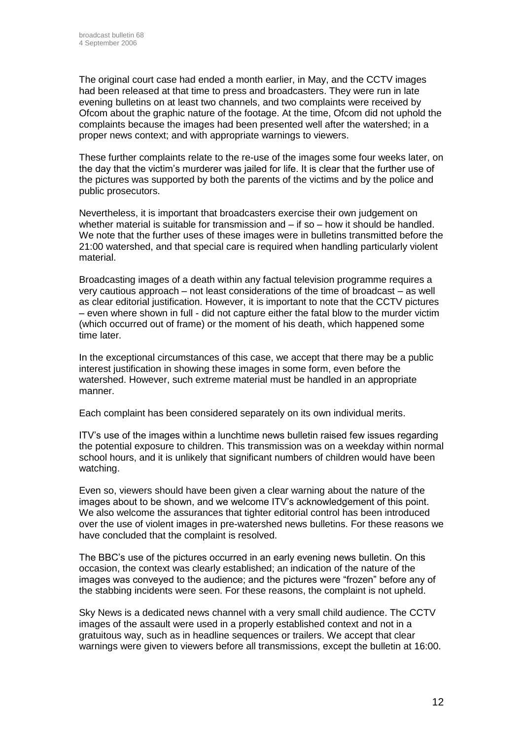The original court case had ended a month earlier, in May, and the CCTV images had been released at that time to press and broadcasters. They were run in late evening bulletins on at least two channels, and two complaints were received by Ofcom about the graphic nature of the footage. At the time, Ofcom did not uphold the complaints because the images had been presented well after the watershed; in a proper news context; and with appropriate warnings to viewers.

These further complaints relate to the re-use of the images some four weeks later, on the day that the victim's murderer was jailed for life. It is clear that the further use of the pictures was supported by both the parents of the victims and by the police and public prosecutors.

Nevertheless, it is important that broadcasters exercise their own judgement on whether material is suitable for transmission and – if so – how it should be handled. We note that the further uses of these images were in bulletins transmitted before the 21:00 watershed, and that special care is required when handling particularly violent material.

Broadcasting images of a death within any factual television programme requires a very cautious approach – not least considerations of the time of broadcast – as well as clear editorial justification. However, it is important to note that the CCTV pictures – even where shown in full - did not capture either the fatal blow to the murder victim (which occurred out of frame) or the moment of his death, which happened some time later.

In the exceptional circumstances of this case, we accept that there may be a public interest justification in showing these images in some form, even before the watershed. However, such extreme material must be handled in an appropriate manner.

Each complaint has been considered separately on its own individual merits.

ITV's use of the images within a lunchtime news bulletin raised few issues regarding the potential exposure to children. This transmission was on a weekday within normal school hours, and it is unlikely that significant numbers of children would have been watching.

Even so, viewers should have been given a clear warning about the nature of the images about to be shown, and we welcome ITV's acknowledgement of this point. We also welcome the assurances that tighter editorial control has been introduced over the use of violent images in pre-watershed news bulletins. For these reasons we have concluded that the complaint is resolved.

The BBC's use of the pictures occurred in an early evening news bulletin. On this occasion, the context was clearly established; an indication of the nature of the images was conveyed to the audience; and the pictures were "frozen" before any of the stabbing incidents were seen. For these reasons, the complaint is not upheld.

Sky News is a dedicated news channel with a very small child audience. The CCTV images of the assault were used in a properly established context and not in a gratuitous way, such as in headline sequences or trailers. We accept that clear warnings were given to viewers before all transmissions, except the bulletin at 16:00.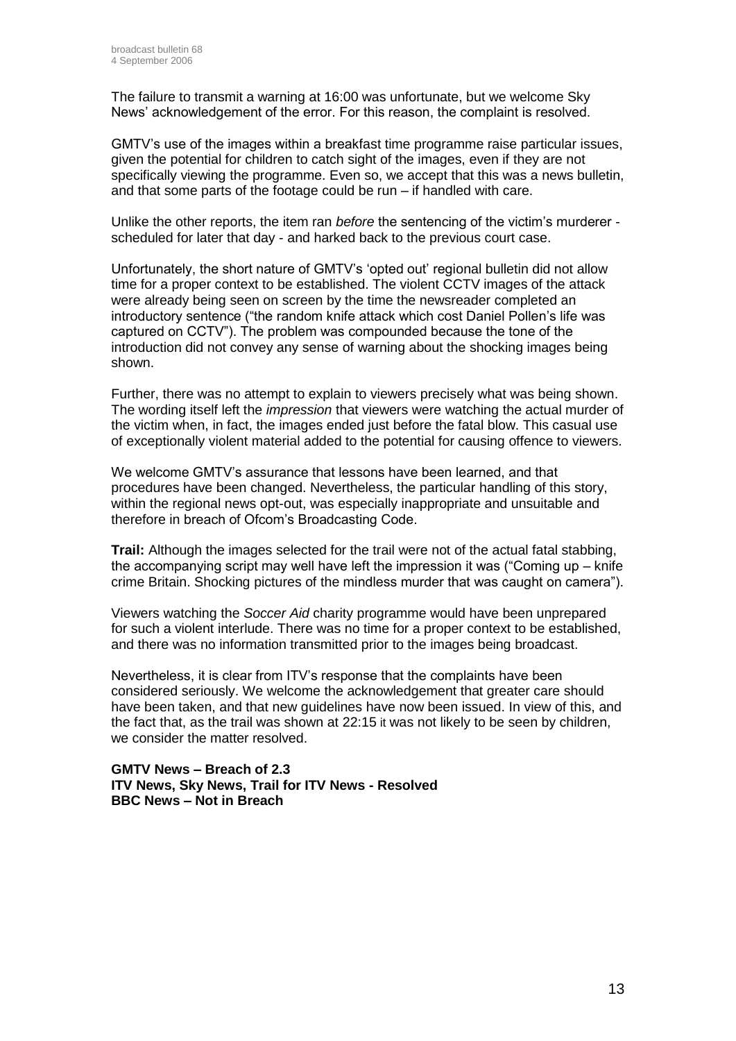The failure to transmit a warning at 16:00 was unfortunate, but we welcome Sky News' acknowledgement of the error. For this reason, the complaint is resolved.

GMTV's use of the images within a breakfast time programme raise particular issues, given the potential for children to catch sight of the images, even if they are not specifically viewing the programme. Even so, we accept that this was a news bulletin, and that some parts of the footage could be run – if handled with care.

Unlike the other reports, the item ran *before* the sentencing of the victim's murderer - scheduled for later that day - and harked back to the previous court case.

Unfortunately, the short nature of GMTV's 'opted out' regional bulletin did not allow time for a proper context to be established. The violent CCTV images of the attack were already being seen on screen by the time the newsreader completed an introductory sentence ("the random knife attack which cost Daniel Pollen's life was captured on CCTV"). The problem was compounded because the tone of the introduction did not convey any sense of warning about the shocking images being shown.

Further, there was no attempt to explain to viewers precisely what was being shown. The wording itself left the *impression* that viewers were watching the actual murder of the victim when, in fact, the images ended just before the fatal blow. This casual use of exceptionally violent material added to the potential for causing offence to viewers.

We welcome GMTV's assurance that lessons have been learned, and that procedures have been changed. Nevertheless, the particular handling of this story, within the regional news opt-out, was especially inappropriate and unsuitable and therefore in breach of Ofcom's Broadcasting Code.

**Trail:** Although the images selected for the trail were not of the actual fatal stabbing, the accompanying script may well have left the impression it was ("Coming up – knife crime Britain. Shocking pictures of the mindless murder that was caught on camera").

Viewers watching the *Soccer Aid* charity programme would have been unprepared for such a violent interlude. There was no time for a proper context to be established, and there was no information transmitted prior to the images being broadcast.

Nevertheless, it is clear from ITV's response that the complaints have been considered seriously. We welcome the acknowledgement that greater care should have been taken, and that new guidelines have now been issued. In view of this, and the fact that, as the trail was shown at 22:15 it was not likely to be seen by children, we consider the matter resolved.

**GMTV News – Breach of 2.3**
**ITV News, Sky News, Trail for ITV News - Resolved**
**BBC News – Not in Breach**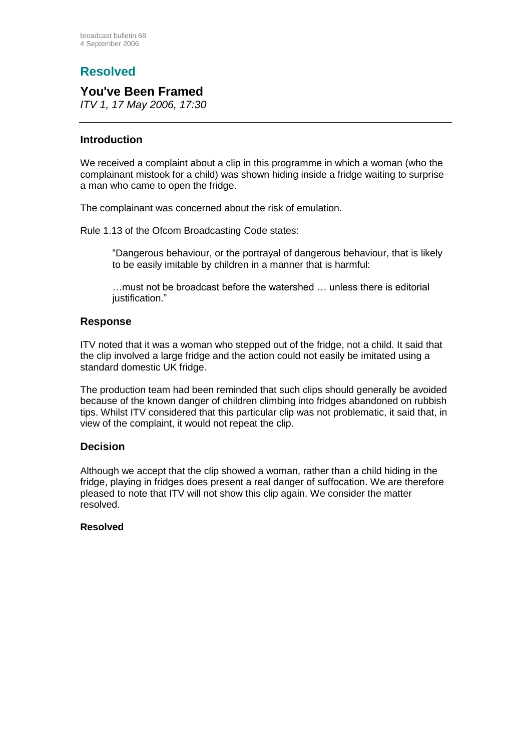## Resolved

### You've Been Framed

*ITV 1, 17 May 2006, 17:30*

---

#### Introduction

We received a complaint about a clip in this programme in which a woman (who the complainant mistook for a child) was shown hiding inside a fridge waiting to surprise a man who came to open the fridge.

The complainant was concerned about the risk of emulation.

Rule 1.13 of the Ofcom Broadcasting Code states:

> "Dangerous behaviour, or the portrayal of dangerous behaviour, that is likely to be easily imitable by children in a manner that is harmful:
>
> …must not be broadcast before the watershed … unless there is editorial justification."

#### Response

ITV noted that it was a woman who stepped out of the fridge, not a child. It said that the clip involved a large fridge and the action could not easily be imitated using a standard domestic UK fridge.

The production team had been reminded that such clips should generally be avoided because of the known danger of children climbing into fridges abandoned on rubbish tips. Whilst ITV considered that this particular clip was not problematic, it said that, in view of the complaint, it would not repeat the clip.

#### Decision

Although we accept that the clip showed a woman, rather than a child hiding in the fridge, playing in fridges does present a real danger of suffocation. We are therefore pleased to note that ITV will not show this clip again. We consider the matter resolved.

**Resolved**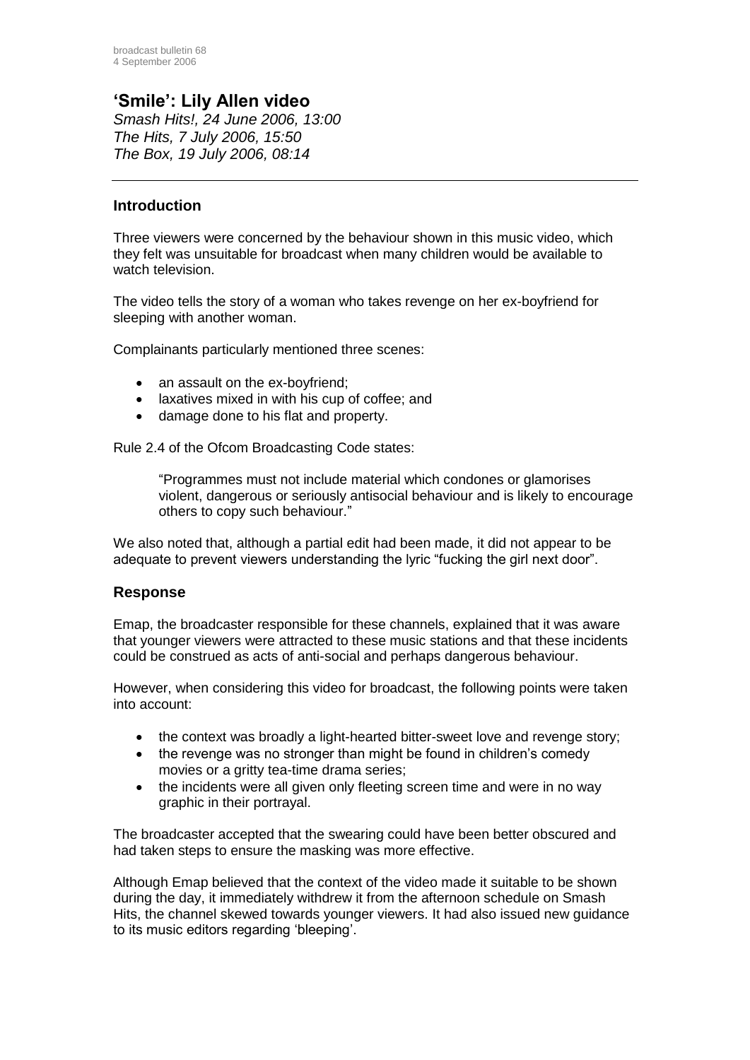## 'Smile': Lily Allen video

*Smash Hits!, 24 June 2006, 13:00*
*The Hits, 7 July 2006, 15:50*
*The Box, 19 July 2006, 08:14*

---

### Introduction

Three viewers were concerned by the behaviour shown in this music video, which they felt was unsuitable for broadcast when many children would be available to watch television.

The video tells the story of a woman who takes revenge on her ex-boyfriend for sleeping with another woman.

Complainants particularly mentioned three scenes:

- an assault on the ex-boyfriend;
- laxatives mixed in with his cup of coffee; and
- damage done to his flat and property.

Rule 2.4 of the Ofcom Broadcasting Code states:

> "Programmes must not include material which condones or glamorises violent, dangerous or seriously antisocial behaviour and is likely to encourage others to copy such behaviour."

We also noted that, although a partial edit had been made, it did not appear to be adequate to prevent viewers understanding the lyric "fucking the girl next door".

### Response

Emap, the broadcaster responsible for these channels, explained that it was aware that younger viewers were attracted to these music stations and that these incidents could be construed as acts of anti-social and perhaps dangerous behaviour.

However, when considering this video for broadcast, the following points were taken into account:

- the context was broadly a light-hearted bitter-sweet love and revenge story;
- the revenge was no stronger than might be found in children's comedy movies or a gritty tea-time drama series;
- the incidents were all given only fleeting screen time and were in no way graphic in their portrayal.

The broadcaster accepted that the swearing could have been better obscured and had taken steps to ensure the masking was more effective.

Although Emap believed that the context of the video made it suitable to be shown during the day, it immediately withdrew it from the afternoon schedule on Smash Hits, the channel skewed towards younger viewers. It had also issued new guidance to its music editors regarding 'bleeping'.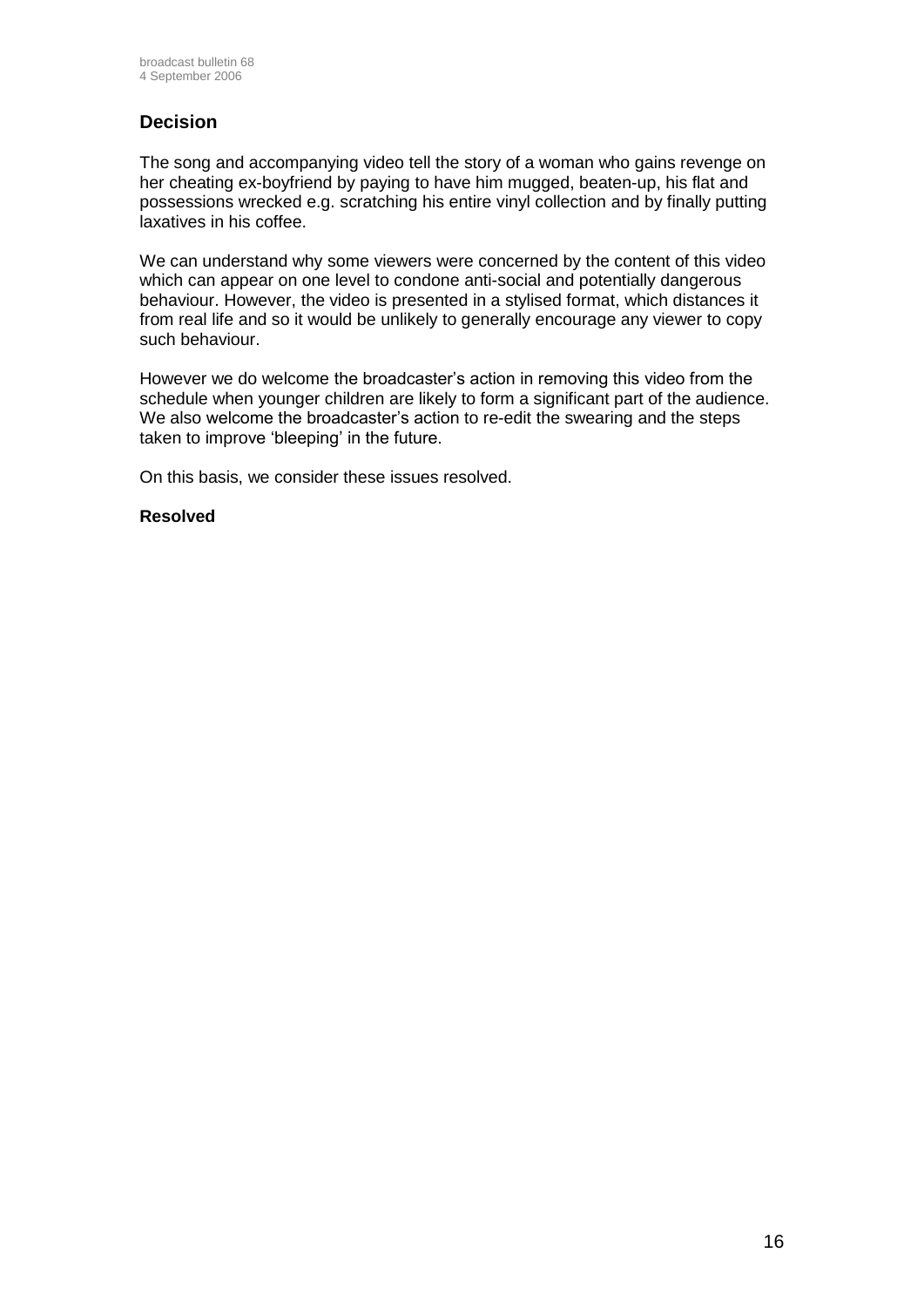## Decision

The song and accompanying video tell the story of a woman who gains revenge on her cheating ex-boyfriend by paying to have him mugged, beaten-up, his flat and possessions wrecked e.g. scratching his entire vinyl collection and by finally putting laxatives in his coffee.

We can understand why some viewers were concerned by the content of this video which can appear on one level to condone anti-social and potentially dangerous behaviour. However, the video is presented in a stylised format, which distances it from real life and so it would be unlikely to generally encourage any viewer to copy such behaviour.

However we do welcome the broadcaster's action in removing this video from the schedule when younger children are likely to form a significant part of the audience. We also welcome the broadcaster's action to re-edit the swearing and the steps taken to improve 'bleeping' in the future.

On this basis, we consider these issues resolved.

**Resolved**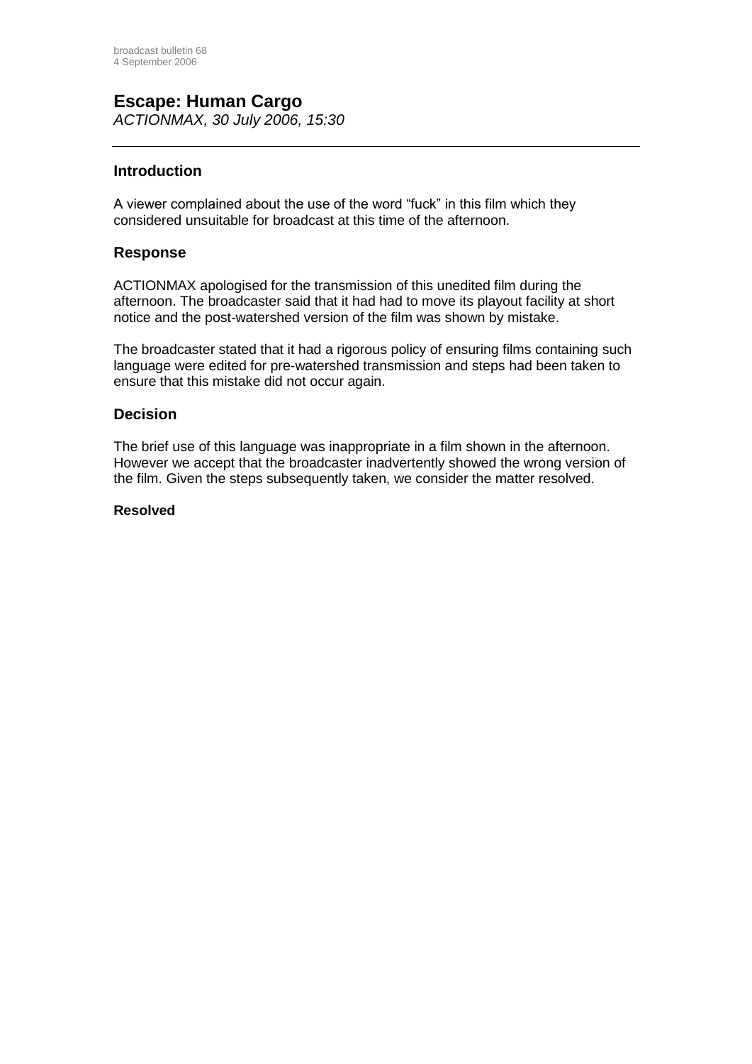## Escape: Human Cargo

*ACTIONMAX, 30 July 2006, 15:30*

---

### Introduction

A viewer complained about the use of the word "fuck" in this film which they considered unsuitable for broadcast at this time of the afternoon.

### Response

ACTIONMAX apologised for the transmission of this unedited film during the afternoon. The broadcaster said that it had had to move its playout facility at short notice and the post-watershed version of the film was shown by mistake.

The broadcaster stated that it had a rigorous policy of ensuring films containing such language were edited for pre-watershed transmission and steps had been taken to ensure that this mistake did not occur again.

### Decision

The brief use of this language was inappropriate in a film shown in the afternoon. However we accept that the broadcaster inadvertently showed the wrong version of the film. Given the steps subsequently taken, we consider the matter resolved.

**Resolved**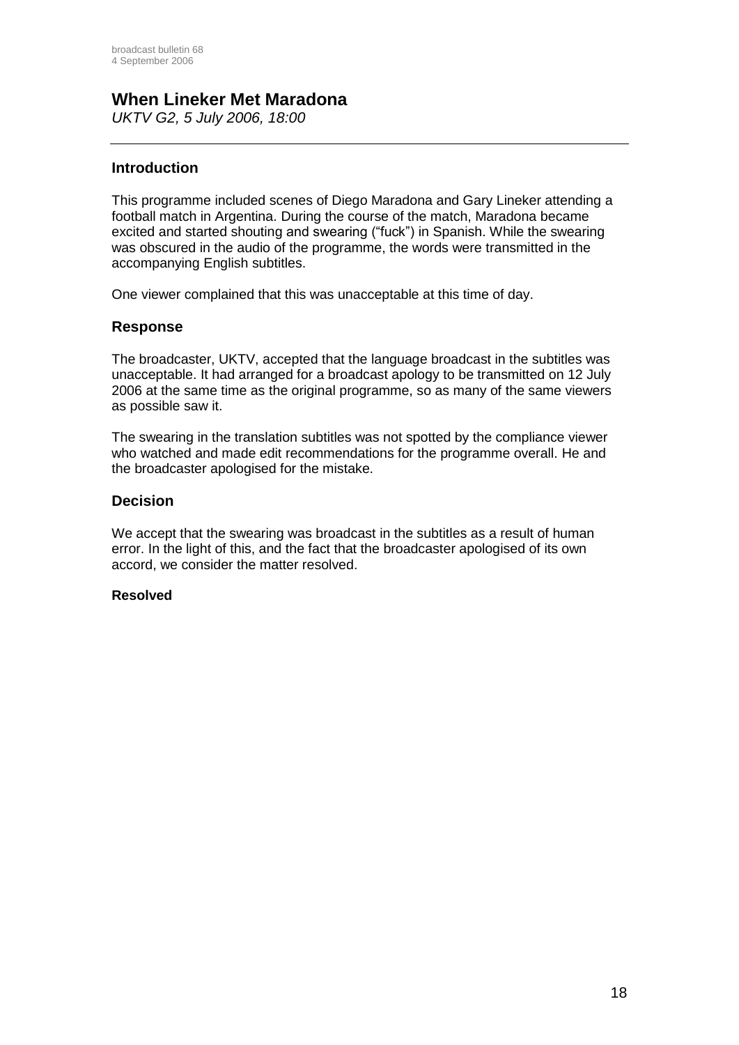# When Lineker Met Maradona

*UKTV G2, 5 July 2006, 18:00*

---

## Introduction

This programme included scenes of Diego Maradona and Gary Lineker attending a football match in Argentina. During the course of the match, Maradona became excited and started shouting and swearing ("fuck") in Spanish. While the swearing was obscured in the audio of the programme, the words were transmitted in the accompanying English subtitles.

One viewer complained that this was unacceptable at this time of day.

## Response

The broadcaster, UKTV, accepted that the language broadcast in the subtitles was unacceptable. It had arranged for a broadcast apology to be transmitted on 12 July 2006 at the same time as the original programme, so as many of the same viewers as possible saw it.

The swearing in the translation subtitles was not spotted by the compliance viewer who watched and made edit recommendations for the programme overall. He and the broadcaster apologised for the mistake.

## Decision

We accept that the swearing was broadcast in the subtitles as a result of human error. In the light of this, and the fact that the broadcaster apologised of its own accord, we consider the matter resolved.

**Resolved**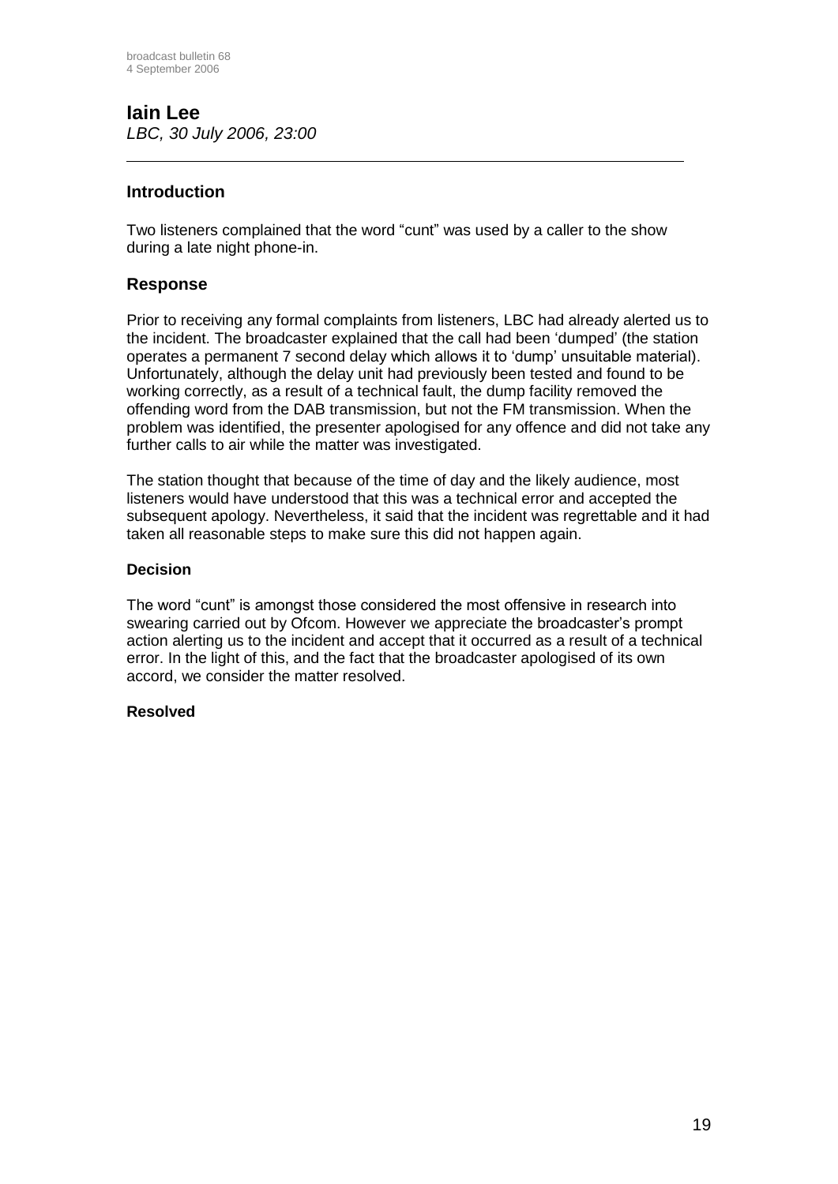## Iain Lee

*LBC, 30 July 2006, 23:00*

---

### Introduction

Two listeners complained that the word "cunt" was used by a caller to the show during a late night phone-in.

### Response

Prior to receiving any formal complaints from listeners, LBC had already alerted us to the incident. The broadcaster explained that the call had been 'dumped' (the station operates a permanent 7 second delay which allows it to 'dump' unsuitable material). Unfortunately, although the delay unit had previously been tested and found to be working correctly, as a result of a technical fault, the dump facility removed the offending word from the DAB transmission, but not the FM transmission. When the problem was identified, the presenter apologised for any offence and did not take any further calls to air while the matter was investigated.

The station thought that because of the time of day and the likely audience, most listeners would have understood that this was a technical error and accepted the subsequent apology. Nevertheless, it said that the incident was regrettable and it had taken all reasonable steps to make sure this did not happen again.

#### Decision

The word "cunt" is amongst those considered the most offensive in research into swearing carried out by Ofcom. However we appreciate the broadcaster's prompt action alerting us to the incident and accept that it occurred as a result of a technical error. In the light of this, and the fact that the broadcaster apologised of its own accord, we consider the matter resolved.

#### Resolved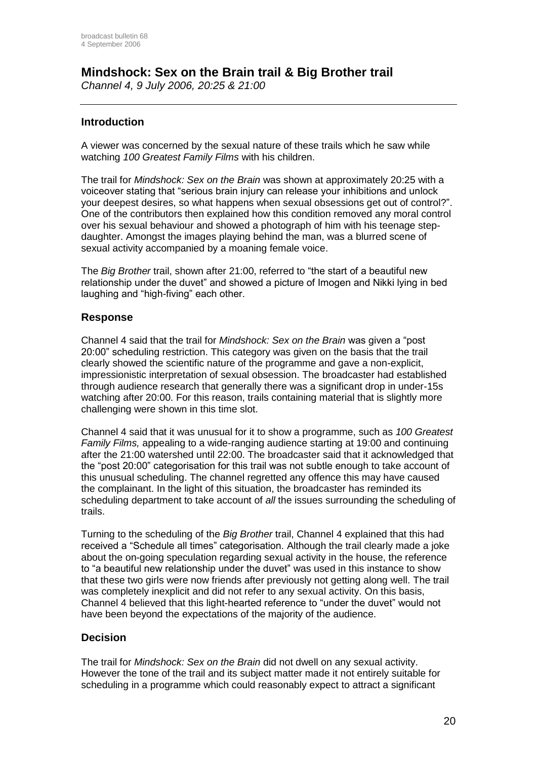## Mindshock: Sex on the Brain trail & Big Brother trail

*Channel 4, 9 July 2006, 20:25 & 21:00*

### Introduction

A viewer was concerned by the sexual nature of these trails which he saw while watching *100 Greatest Family Films* with his children.

The trail for *Mindshock: Sex on the Brain* was shown at approximately 20:25 with a voiceover stating that "serious brain injury can release your inhibitions and unlock your deepest desires, so what happens when sexual obsessions get out of control?". One of the contributors then explained how this condition removed any moral control over his sexual behaviour and showed a photograph of him with his teenage step-daughter. Amongst the images playing behind the man, was a blurred scene of sexual activity accompanied by a moaning female voice.

The *Big Brother* trail, shown after 21:00, referred to "the start of a beautiful new relationship under the duvet" and showed a picture of Imogen and Nikki lying in bed laughing and "high-fiving" each other.

### Response

Channel 4 said that the trail for *Mindshock: Sex on the Brain* was given a "post 20:00" scheduling restriction. This category was given on the basis that the trail clearly showed the scientific nature of the programme and gave a non-explicit, impressionistic interpretation of sexual obsession. The broadcaster had established through audience research that generally there was a significant drop in under-15s watching after 20:00. For this reason, trails containing material that is slightly more challenging were shown in this time slot.

Channel 4 said that it was unusual for it to show a programme, such as *100 Greatest Family Films,* appealing to a wide-ranging audience starting at 19:00 and continuing after the 21:00 watershed until 22:00. The broadcaster said that it acknowledged that the "post 20:00" categorisation for this trail was not subtle enough to take account of this unusual scheduling. The channel regretted any offence this may have caused the complainant. In the light of this situation, the broadcaster has reminded its scheduling department to take account of *all* the issues surrounding the scheduling of trails.

Turning to the scheduling of the *Big Brother* trail, Channel 4 explained that this had received a "Schedule all times" categorisation. Although the trail clearly made a joke about the on-going speculation regarding sexual activity in the house, the reference to "a beautiful new relationship under the duvet" was used in this instance to show that these two girls were now friends after previously not getting along well. The trail was completely inexplicit and did not refer to any sexual activity. On this basis, Channel 4 believed that this light-hearted reference to "under the duvet" would not have been beyond the expectations of the majority of the audience.

### Decision

The trail for *Mindshock: Sex on the Brain* did not dwell on any sexual activity. However the tone of the trail and its subject matter made it not entirely suitable for scheduling in a programme which could reasonably expect to attract a significant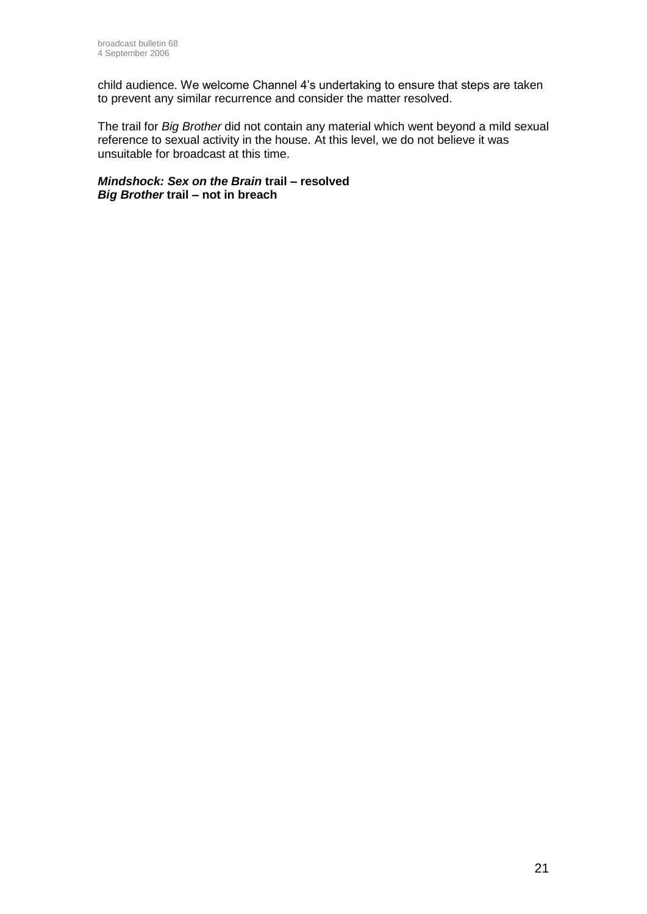child audience. We welcome Channel 4's undertaking to ensure that steps are taken to prevent any similar recurrence and consider the matter resolved.

The trail for *Big Brother* did not contain any material which went beyond a mild sexual reference to sexual activity in the house. At this level, we do not believe it was unsuitable for broadcast at this time.

***Mindshock: Sex on the Brain*** **trail – resolved**
***Big Brother*** **trail – not in breach**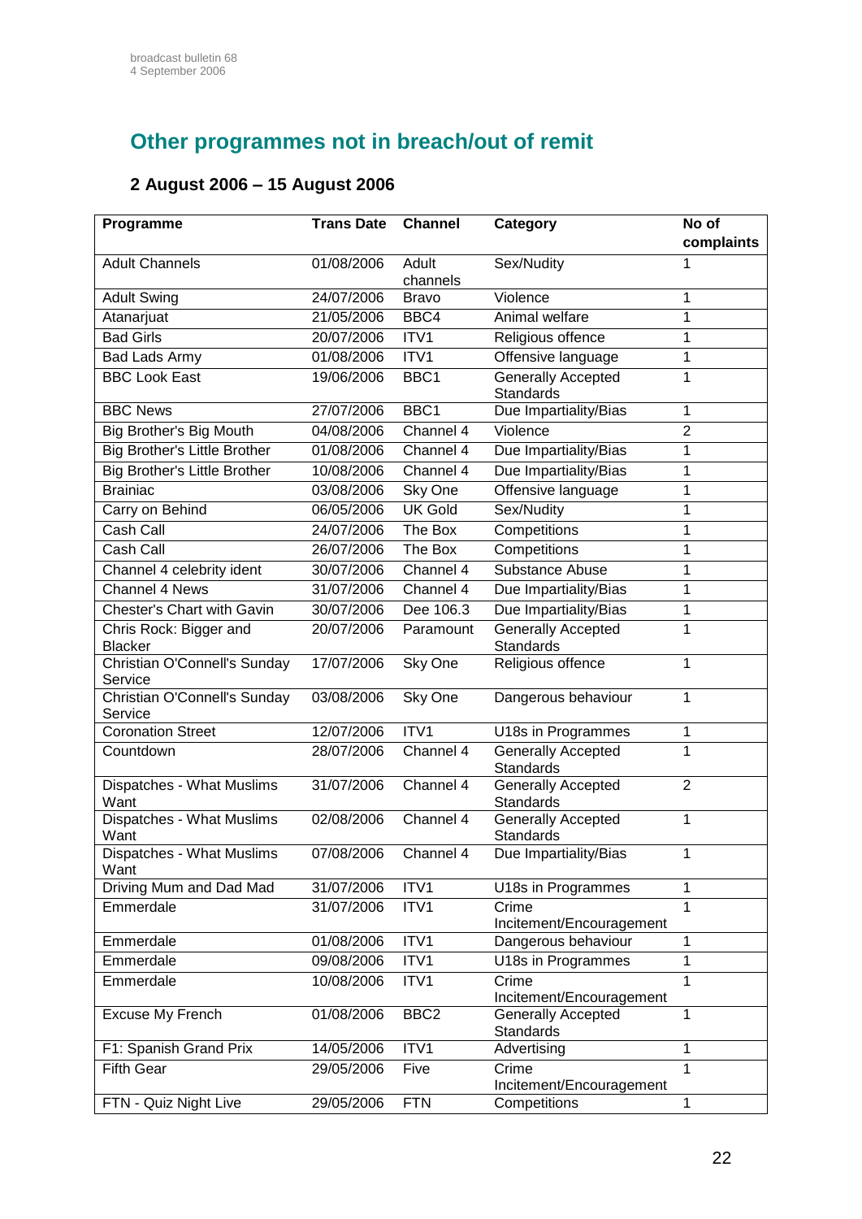## Other programmes not in breach/out of remit

### 2 August 2006 – 15 August 2006

| Programme | Trans Date | Channel | Category | No of complaints |
|---|---|---|---|---|
| Adult Channels | 01/08/2006 | Adult channels | Sex/Nudity | 1 |
| Adult Swing | 24/07/2006 | Bravo | Violence | 1 |
| Atanarjuat | 21/05/2006 | BBC4 | Animal welfare | 1 |
| Bad Girls | 20/07/2006 | ITV1 | Religious offence | 1 |
| Bad Lads Army | 01/08/2006 | ITV1 | Offensive language | 1 |
| BBC Look East | 19/06/2006 | BBC1 | Generally Accepted Standards | 1 |
| BBC News | 27/07/2006 | BBC1 | Due Impartiality/Bias | 1 |
| Big Brother's Big Mouth | 04/08/2006 | Channel 4 | Violence | 2 |
| Big Brother's Little Brother | 01/08/2006 | Channel 4 | Due Impartiality/Bias | 1 |
| Big Brother's Little Brother | 10/08/2006 | Channel 4 | Due Impartiality/Bias | 1 |
| Brainiac | 03/08/2006 | Sky One | Offensive language | 1 |
| Carry on Behind | 06/05/2006 | UK Gold | Sex/Nudity | 1 |
| Cash Call | 24/07/2006 | The Box | Competitions | 1 |
| Cash Call | 26/07/2006 | The Box | Competitions | 1 |
| Channel 4 celebrity ident | 30/07/2006 | Channel 4 | Substance Abuse | 1 |
| Channel 4 News | 31/07/2006 | Channel 4 | Due Impartiality/Bias | 1 |
| Chester's Chart with Gavin | 30/07/2006 | Dee 106.3 | Due Impartiality/Bias | 1 |
| Chris Rock: Bigger and Blacker | 20/07/2006 | Paramount | Generally Accepted Standards | 1 |
| Christian O'Connell's Sunday Service | 17/07/2006 | Sky One | Religious offence | 1 |
| Christian O'Connell's Sunday Service | 03/08/2006 | Sky One | Dangerous behaviour | 1 |
| Coronation Street | 12/07/2006 | ITV1 | U18s in Programmes | 1 |
| Countdown | 28/07/2006 | Channel 4 | Generally Accepted Standards | 1 |
| Dispatches - What Muslims Want | 31/07/2006 | Channel 4 | Generally Accepted Standards | 2 |
| Dispatches - What Muslims Want | 02/08/2006 | Channel 4 | Generally Accepted Standards | 1 |
| Dispatches - What Muslims Want | 07/08/2006 | Channel 4 | Due Impartiality/Bias | 1 |
| Driving Mum and Dad Mad | 31/07/2006 | ITV1 | U18s in Programmes | 1 |
| Emmerdale | 31/07/2006 | ITV1 | Crime Incitement/Encouragement | 1 |
| Emmerdale | 01/08/2006 | ITV1 | Dangerous behaviour | 1 |
| Emmerdale | 09/08/2006 | ITV1 | U18s in Programmes | 1 |
| Emmerdale | 10/08/2006 | ITV1 | Crime Incitement/Encouragement | 1 |
| Excuse My French | 01/08/2006 | BBC2 | Generally Accepted Standards | 1 |
| F1: Spanish Grand Prix | 14/05/2006 | ITV1 | Advertising | 1 |
| Fifth Gear | 29/05/2006 | Five | Crime Incitement/Encouragement | 1 |
| FTN - Quiz Night Live | 29/05/2006 | FTN | Competitions | 1 |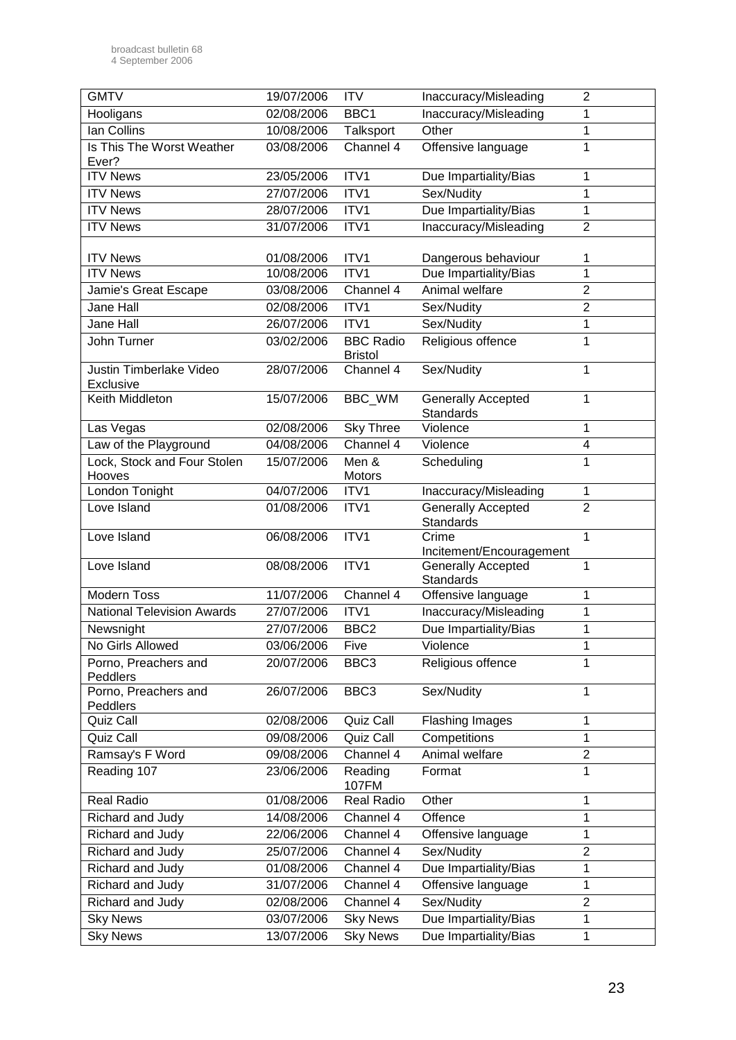| GMTV | 19/07/2006 | ITV | Inaccuracy/Misleading | 2 |
|---|---|---|---|---|
| Hooligans | 02/08/2006 | BBC1 | Inaccuracy/Misleading | 1 |
| Ian Collins | 10/08/2006 | Talksport | Other | 1 |
| Is This The Worst Weather Ever? | 03/08/2006 | Channel 4 | Offensive language | 1 |
| ITV News | 23/05/2006 | ITV1 | Due Impartiality/Bias | 1 |
| ITV News | 27/07/2006 | ITV1 | Sex/Nudity | 1 |
| ITV News | 28/07/2006 | ITV1 | Due Impartiality/Bias | 1 |
| ITV News | 31/07/2006 | ITV1 | Inaccuracy/Misleading | 2 |
| ITV News | 01/08/2006 | ITV1 | Dangerous behaviour | 1 |
| ITV News | 10/08/2006 | ITV1 | Due Impartiality/Bias | 1 |
| Jamie's Great Escape | 03/08/2006 | Channel 4 | Animal welfare | 2 |
| Jane Hall | 02/08/2006 | ITV1 | Sex/Nudity | 2 |
| Jane Hall | 26/07/2006 | ITV1 | Sex/Nudity | 1 |
| John Turner | 03/02/2006 | BBC Radio Bristol | Religious offence | 1 |
| Justin Timberlake Video Exclusive | 28/07/2006 | Channel 4 | Sex/Nudity | 1 |
| Keith Middleton | 15/07/2006 | BBC_WM | Generally Accepted Standards | 1 |
| Las Vegas | 02/08/2006 | Sky Three | Violence | 1 |
| Law of the Playground | 04/08/2006 | Channel 4 | Violence | 4 |
| Lock, Stock and Four Stolen Hooves | 15/07/2006 | Men & Motors | Scheduling | 1 |
| London Tonight | 04/07/2006 | ITV1 | Inaccuracy/Misleading | 1 |
| Love Island | 01/08/2006 | ITV1 | Generally Accepted Standards | 2 |
| Love Island | 06/08/2006 | ITV1 | Crime Incitement/Encouragement | 1 |
| Love Island | 08/08/2006 | ITV1 | Generally Accepted Standards | 1 |
| Modern Toss | 11/07/2006 | Channel 4 | Offensive language | 1 |
| National Television Awards | 27/07/2006 | ITV1 | Inaccuracy/Misleading | 1 |
| Newsnight | 27/07/2006 | BBC2 | Due Impartiality/Bias | 1 |
| No Girls Allowed | 03/06/2006 | Five | Violence | 1 |
| Porno, Preachers and Peddlers | 20/07/2006 | BBC3 | Religious offence | 1 |
| Porno, Preachers and Peddlers | 26/07/2006 | BBC3 | Sex/Nudity | 1 |
| Quiz Call | 02/08/2006 | Quiz Call | Flashing Images | 1 |
| Quiz Call | 09/08/2006 | Quiz Call | Competitions | 1 |
| Ramsay's F Word | 09/08/2006 | Channel 4 | Animal welfare | 2 |
| Reading 107 | 23/06/2006 | Reading 107FM | Format | 1 |
| Real Radio | 01/08/2006 | Real Radio | Other | 1 |
| Richard and Judy | 14/08/2006 | Channel 4 | Offence | 1 |
| Richard and Judy | 22/06/2006 | Channel 4 | Offensive language | 1 |
| Richard and Judy | 25/07/2006 | Channel 4 | Sex/Nudity | 2 |
| Richard and Judy | 01/08/2006 | Channel 4 | Due Impartiality/Bias | 1 |
| Richard and Judy | 31/07/2006 | Channel 4 | Offensive language | 1 |
| Richard and Judy | 02/08/2006 | Channel 4 | Sex/Nudity | 2 |
| Sky News | 03/07/2006 | Sky News | Due Impartiality/Bias | 1 |
| Sky News | 13/07/2006 | Sky News | Due Impartiality/Bias | 1 |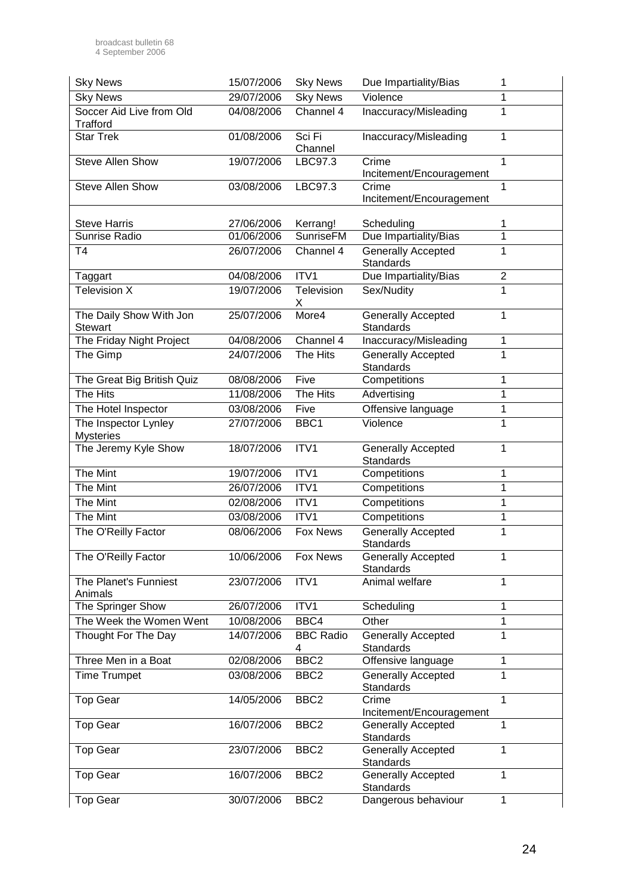| Sky News | 15/07/2006 | Sky News | Due Impartiality/Bias | 1 |
|---|---|---|---|---|
| Sky News | 29/07/2006 | Sky News | Violence | 1 |
| Soccer Aid Live from Old Trafford | 04/08/2006 | Channel 4 | Inaccuracy/Misleading | 1 |
| Star Trek | 01/08/2006 | Sci Fi Channel | Inaccuracy/Misleading | 1 |
| Steve Allen Show | 19/07/2006 | LBC97.3 | Crime Incitement/Encouragement | 1 |
| Steve Allen Show | 03/08/2006 | LBC97.3 | Crime Incitement/Encouragement | 1 |
| Steve Harris | 27/06/2006 | Kerrang! | Scheduling | 1 |
| Sunrise Radio | 01/06/2006 | SunriseFM | Due Impartiality/Bias | 1 |
| T4 | 26/07/2006 | Channel 4 | Generally Accepted Standards | 1 |
| Taggart | 04/08/2006 | ITV1 | Due Impartiality/Bias | 2 |
| Television X | 19/07/2006 | Television X | Sex/Nudity | 1 |
| The Daily Show With Jon Stewart | 25/07/2006 | More4 | Generally Accepted Standards | 1 |
| The Friday Night Project | 04/08/2006 | Channel 4 | Inaccuracy/Misleading | 1 |
| The Gimp | 24/07/2006 | The Hits | Generally Accepted Standards | 1 |
| The Great Big British Quiz | 08/08/2006 | Five | Competitions | 1 |
| The Hits | 11/08/2006 | The Hits | Advertising | 1 |
| The Hotel Inspector | 03/08/2006 | Five | Offensive language | 1 |
| The Inspector Lynley Mysteries | 27/07/2006 | BBC1 | Violence | 1 |
| The Jeremy Kyle Show | 18/07/2006 | ITV1 | Generally Accepted Standards | 1 |
| The Mint | 19/07/2006 | ITV1 | Competitions | 1 |
| The Mint | 26/07/2006 | ITV1 | Competitions | 1 |
| The Mint | 02/08/2006 | ITV1 | Competitions | 1 |
| The Mint | 03/08/2006 | ITV1 | Competitions | 1 |
| The O'Reilly Factor | 08/06/2006 | Fox News | Generally Accepted Standards | 1 |
| The O'Reilly Factor | 10/06/2006 | Fox News | Generally Accepted Standards | 1 |
| The Planet's Funniest Animals | 23/07/2006 | ITV1 | Animal welfare | 1 |
| The Springer Show | 26/07/2006 | ITV1 | Scheduling | 1 |
| The Week the Women Went | 10/08/2006 | BBC4 | Other | 1 |
| Thought For The Day | 14/07/2006 | BBC Radio 4 | Generally Accepted Standards | 1 |
| Three Men in a Boat | 02/08/2006 | BBC2 | Offensive language | 1 |
| Time Trumpet | 03/08/2006 | BBC2 | Generally Accepted Standards | 1 |
| Top Gear | 14/05/2006 | BBC2 | Crime Incitement/Encouragement | 1 |
| Top Gear | 16/07/2006 | BBC2 | Generally Accepted Standards | 1 |
| Top Gear | 23/07/2006 | BBC2 | Generally Accepted Standards | 1 |
| Top Gear | 16/07/2006 | BBC2 | Generally Accepted Standards | 1 |
| Top Gear | 30/07/2006 | BBC2 | Dangerous behaviour | 1 |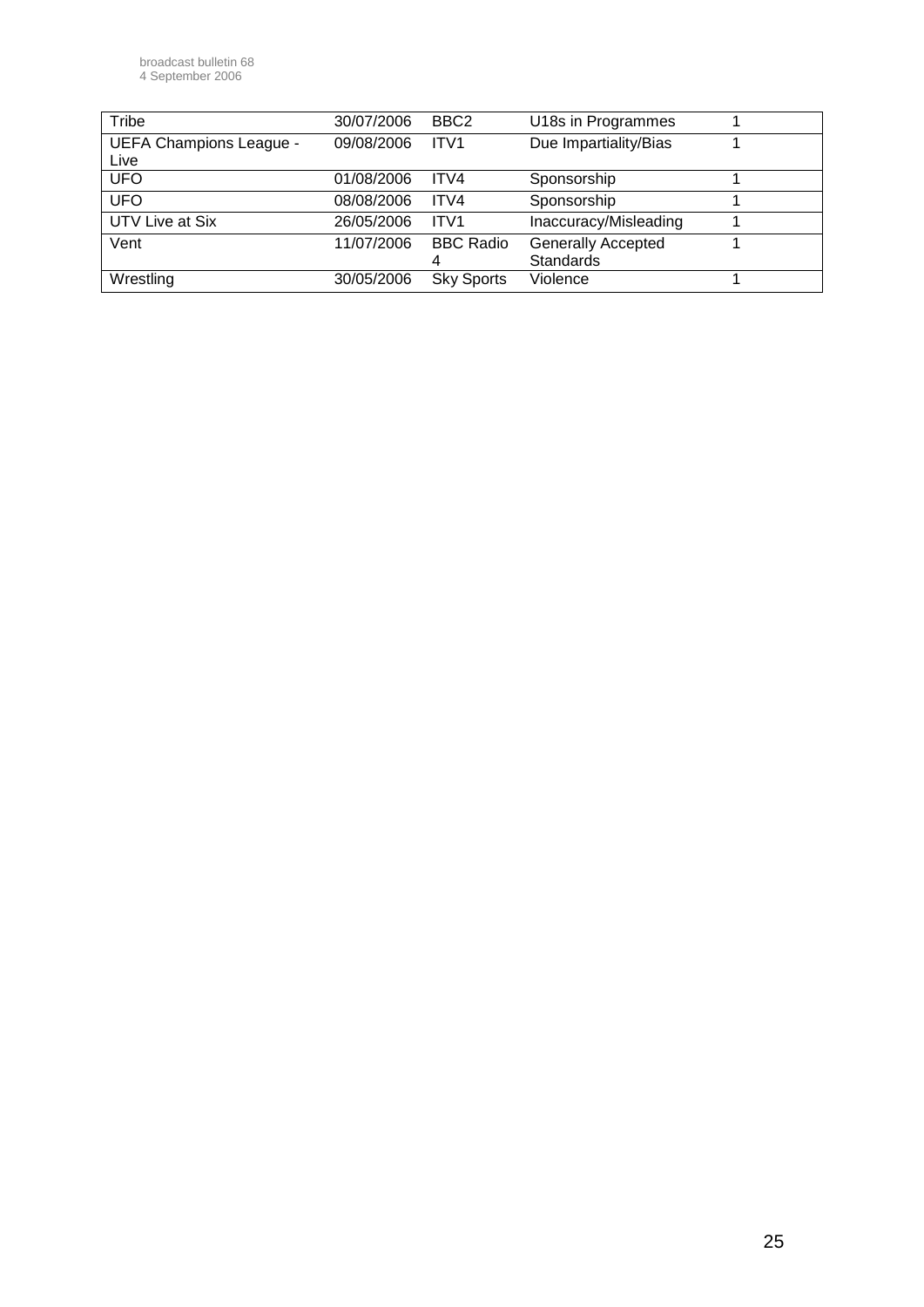| | | | | |
|---|---|---|---|---|
| Tribe | 30/07/2006 | BBC2 | U18s in Programmes | 1 |
| UEFA Champions League - Live | 09/08/2006 | ITV1 | Due Impartiality/Bias | 1 |
| UFO | 01/08/2006 | ITV4 | Sponsorship | 1 |
| UFO | 08/08/2006 | ITV4 | Sponsorship | 1 |
| UTV Live at Six | 26/05/2006 | ITV1 | Inaccuracy/Misleading | 1 |
| Vent | 11/07/2006 | BBC Radio 4 | Generally Accepted Standards | 1 |
| Wrestling | 30/05/2006 | Sky Sports | Violence | 1 |